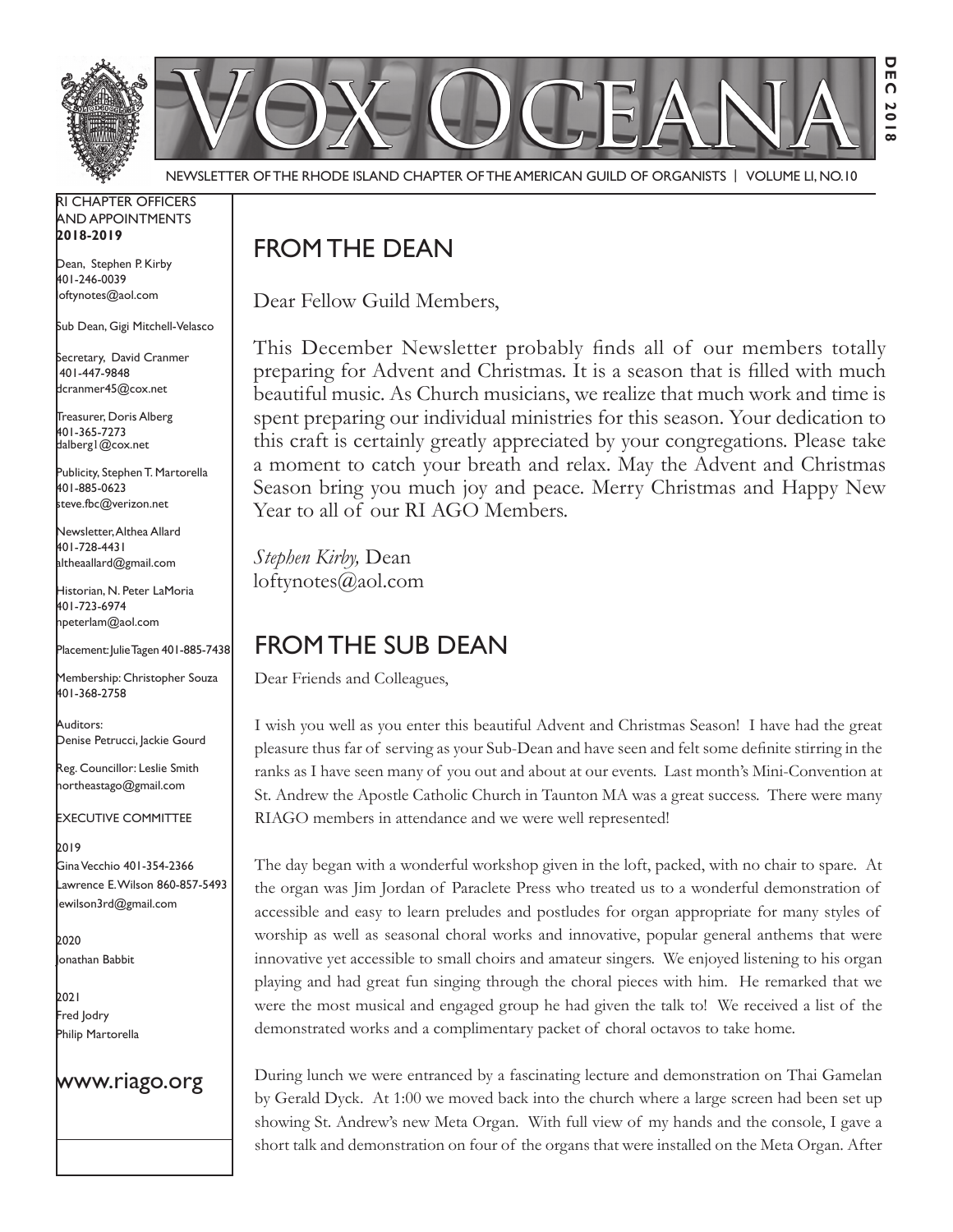# VOX OCEANA

NEWSLETTER OF THE RHODE ISLAND CHAPTER OF THE AMERICAN GUILD OF ORGANISTS | VOLUME LI, NO.10

DEC 2018

RI CHAPTER OFFICERS AND APPOINTMENTS
**2018-2019**

Dean, Stephen P. Kirby
401-246-0039
loftynotes@aol.com

Sub Dean, Gigi Mitchell-Velasco

Secretary, David Cranmer
401-447-9848
dcranmer45@cox.net

Treasurer, Doris Alberg
401-365-7273
dalberg1@cox.net

Publicity, Stephen T. Martorella
401-885-0623
steve.fbc@verizon.net

Newsletter, Althea Allard
401-728-4431
altheaallard@gmail.com

Historian, N. Peter LaMoria
401-723-6974
npeterlam@aol.com

Placement: Julie Tagen 401-885-7438

Membership: Christopher Souza
401-368-2758

Auditors:
Denise Petrucci, Jackie Gourd

Reg. Councillor: Leslie Smith
northeastago@gmail.com

EXECUTIVE COMMITTEE

2019
Gina Vecchio 401-354-2366
Lawrence E. Wilson 860-857-5493
lewilson3rd@gmail.com

2020
Jonathan Babbit

2021
Fred Jodry
Philip Martorella

www.riago.org

## FROM THE DEAN

Dear Fellow Guild Members,

This December Newsletter probably finds all of our members totally preparing for Advent and Christmas. It is a season that is filled with much beautiful music. As Church musicians, we realize that much work and time is spent preparing our individual ministries for this season. Your dedication to this craft is certainly greatly appreciated by your congregations. Please take a moment to catch your breath and relax. May the Advent and Christmas Season bring you much joy and peace. Merry Christmas and Happy New Year to all of our RI AGO Members.

*Stephen Kirby,* Dean
loftynotes@aol.com

## FROM THE SUB DEAN

Dear Friends and Colleagues,

I wish you well as you enter this beautiful Advent and Christmas Season! I have had the great pleasure thus far of serving as your Sub-Dean and have seen and felt some definite stirring in the ranks as I have seen many of you out and about at our events. Last month's Mini-Convention at St. Andrew the Apostle Catholic Church in Taunton MA was a great success. There were many RIAGO members in attendance and we were well represented!

The day began with a wonderful workshop given in the loft, packed, with no chair to spare. At the organ was Jim Jordan of Paraclete Press who treated us to a wonderful demonstration of accessible and easy to learn preludes and postludes for organ appropriate for many styles of worship as well as seasonal choral works and innovative, popular general anthems that were innovative yet accessible to small choirs and amateur singers. We enjoyed listening to his organ playing and had great fun singing through the choral pieces with him. He remarked that we were the most musical and engaged group he had given the talk to! We received a list of the demonstrated works and a complimentary packet of choral octavos to take home.

During lunch we were entranced by a fascinating lecture and demonstration on Thai Gamelan by Gerald Dyck. At 1:00 we moved back into the church where a large screen had been set up showing St. Andrew's new Meta Organ. With full view of my hands and the console, I gave a short talk and demonstration on four of the organs that were installed on the Meta Organ. After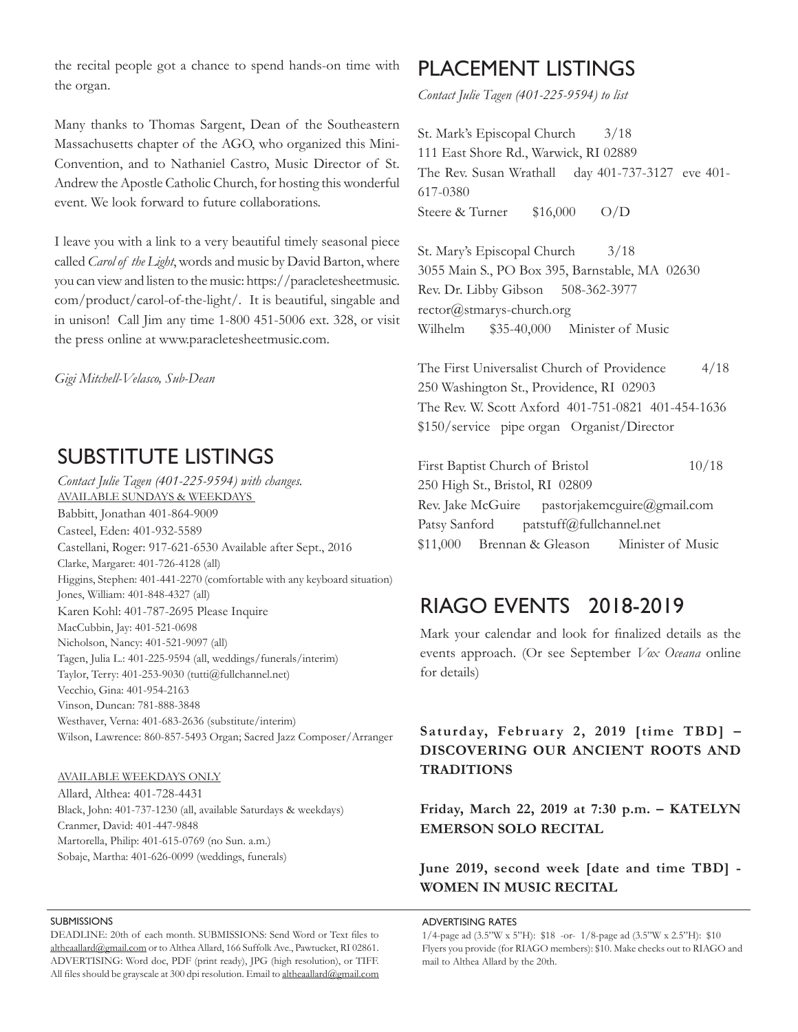the recital people got a chance to spend hands-on time with the organ.

Many thanks to Thomas Sargent, Dean of the Southeastern Massachusetts chapter of the AGO, who organized this Mini-Convention, and to Nathaniel Castro, Music Director of St. Andrew the Apostle Catholic Church, for hosting this wonderful event. We look forward to future collaborations.

I leave you with a link to a very beautiful timely seasonal piece called *Carol of the Light*, words and music by David Barton, where you can view and listen to the music: https://paracletesheetmusic.com/product/carol-of-the-light/. It is beautiful, singable and in unison! Call Jim any time 1-800 451-5006 ext. 328, or visit the press online at www.paracletesheetmusic.com.

*Gigi Mitchell-Velasco, Sub-Dean*

## SUBSTITUTE LISTINGS

*Contact Julie Tagen (401-225-9594) with changes.*

AVAILABLE SUNDAYS & WEEKDAYS

Babbitt, Jonathan 401-864-9009
Casteel, Eden: 401-932-5589
Castellani, Roger: 917-621-6530 Available after Sept., 2016
Clarke, Margaret: 401-726-4128 (all)
Higgins, Stephen: 401-441-2270 (comfortable with any keyboard situation)
Jones, William: 401-848-4327 (all)
Karen Kohl: 401-787-2695 Please Inquire
MacCubbin, Jay: 401-521-0698
Nicholson, Nancy: 401-521-9097 (all)
Tagen, Julia L.: 401-225-9594 (all, weddings/funerals/interim)
Taylor, Terry: 401-253-9030 (tutti@fullchannel.net)
Vecchio, Gina: 401-954-2163
Vinson, Duncan: 781-888-3848
Westhaver, Verna: 401-683-2636 (substitute/interim)
Wilson, Lawrence: 860-857-5493 Organ; Sacred Jazz Composer/Arranger

AVAILABLE WEEKDAYS ONLY

Allard, Althea: 401-728-4431
Black, John: 401-737-1230 (all, available Saturdays & weekdays)
Cranmer, David: 401-447-9848
Martorella, Philip: 401-615-0769 (no Sun. a.m.)
Sobaje, Martha: 401-626-0099 (weddings, funerals)

## PLACEMENT LISTINGS

*Contact Julie Tagen (401-225-9594) to list*

St. Mark's Episcopal Church 3/18
111 East Shore Rd., Warwick, RI 02889
The Rev. Susan Wrathall day 401-737-3127 eve 401-617-0380
Steere & Turner $16,000 O/D

St. Mary's Episcopal Church 3/18
3055 Main S., PO Box 395, Barnstable, MA 02630
Rev. Dr. Libby Gibson 508-362-3977
rector@stmarys-church.org
Wilhelm $35-40,000 Minister of Music

The First Universalist Church of Providence 4/18
250 Washington St., Providence, RI 02903
The Rev. W. Scott Axford 401-751-0821 401-454-1636
$150/service pipe organ Organist/Director

First Baptist Church of Bristol 10/18
250 High St., Bristol, RI 02809
Rev. Jake McGuire pastorjakemcguire@gmail.com
Patsy Sanford patstuff@fullchannel.net
$11,000 Brennan & Gleason Minister of Music

## RIAGO EVENTS 2018-2019

Mark your calendar and look for finalized details as the events approach. (Or see September *Vox Oceana* online for details)

**Saturday, February 2, 2019 [time TBD] – DISCOVERING OUR ANCIENT ROOTS AND TRADITIONS**

**Friday, March 22, 2019 at 7:30 p.m. – KATELYN EMERSON SOLO RECITAL**

**June 2019, second week [date and time TBD] - WOMEN IN MUSIC RECITAL**

SUBMISSIONS

DEADLINE: 20th of each month. SUBMISSIONS: Send Word or Text files to altheaallard@gmail.com or to Althea Allard, 166 Suffolk Ave., Pawtucket, RI 02861. ADVERTISING: Word doc, PDF (print ready), JPG (high resolution), or TIFF. All files should be grayscale at 300 dpi resolution. Email to altheaallard@gmail.com

ADVERTISING RATES

1/4-page ad (3.5"W x 5"H): $18 -or- 1/8-page ad (3.5"W x 2.5"H): $10
Flyers you provide (for RIAGO members): $10. Make checks out to RIAGO and mail to Althea Allard by the 20th.